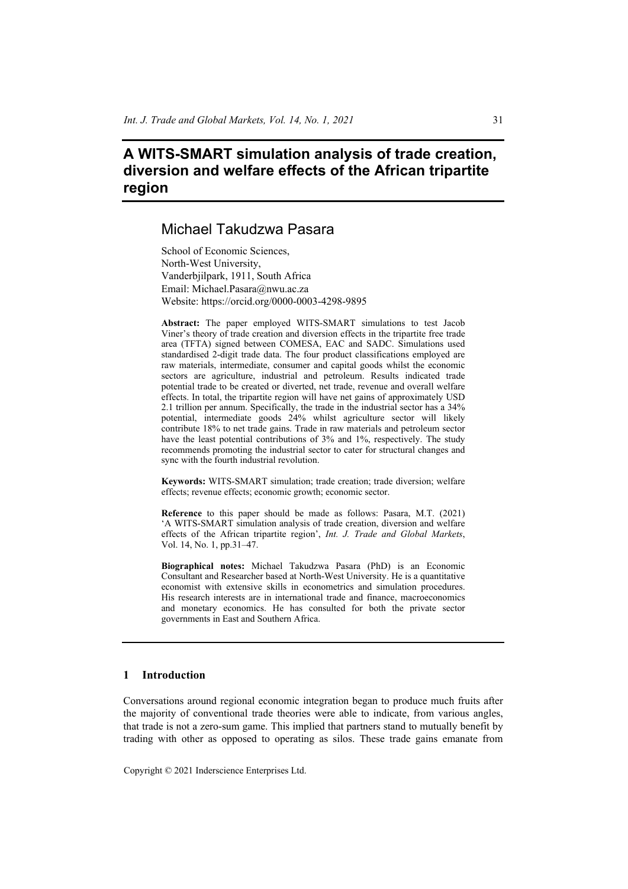# A WITS-SMART simulation analysis of trade creation, diversion and welfare effects of the African tripartite region

## Michael Takudzwa Pasara

School of Economic Sciences,
North-West University,
Vanderbjilpark, 1911, South Africa
Email: Michael.Pasara@nwu.ac.za
Website: https://orcid.org/0000-0003-4298-9895

**Abstract:** The paper employed WITS-SMART simulations to test Jacob Viner's theory of trade creation and diversion effects in the tripartite free trade area (TFTA) signed between COMESA, EAC and SADC. Simulations used standardised 2-digit trade data. The four product classifications employed are raw materials, intermediate, consumer and capital goods whilst the economic sectors are agriculture, industrial and petroleum. Results indicated trade potential trade to be created or diverted, net trade, revenue and overall welfare effects. In total, the tripartite region will have net gains of approximately USD 2.1 trillion per annum. Specifically, the trade in the industrial sector has a 34% potential, intermediate goods 24% whilst agriculture sector will likely contribute 18% to net trade gains. Trade in raw materials and petroleum sector have the least potential contributions of 3% and 1%, respectively. The study recommends promoting the industrial sector to cater for structural changes and sync with the fourth industrial revolution.

**Keywords:** WITS-SMART simulation; trade creation; trade diversion; welfare effects; revenue effects; economic growth; economic sector.

**Reference** to this paper should be made as follows: Pasara, M.T. (2021) 'A WITS-SMART simulation analysis of trade creation, diversion and welfare effects of the African tripartite region', *Int. J. Trade and Global Markets*, Vol. 14, No. 1, pp.31–47.

**Biographical notes:** Michael Takudzwa Pasara (PhD) is an Economic Consultant and Researcher based at North-West University. He is a quantitative economist with extensive skills in econometrics and simulation procedures. His research interests are in international trade and finance, macroeconomics and monetary economics. He has consulted for both the private sector governments in East and Southern Africa.

## 1 Introduction

Conversations around regional economic integration began to produce much fruits after the majority of conventional trade theories were able to indicate, from various angles, that trade is not a zero-sum game. This implied that partners stand to mutually benefit by trading with other as opposed to operating as silos. These trade gains emanate from

Copyright © 2021 Inderscience Enterprises Ltd.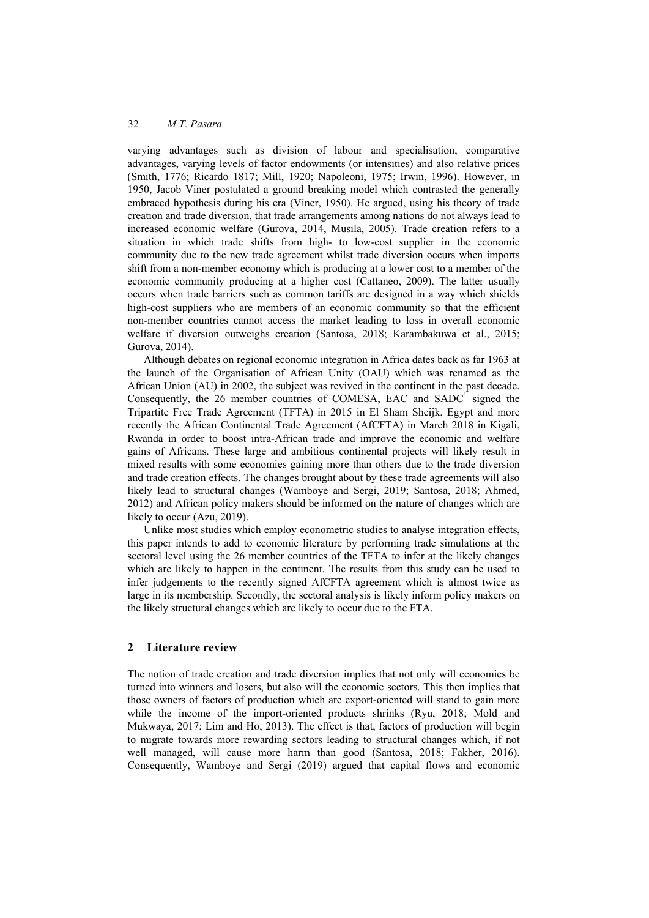varying advantages such as division of labour and specialisation, comparative advantages, varying levels of factor endowments (or intensities) and also relative prices (Smith, 1776; Ricardo 1817; Mill, 1920; Napoleoni, 1975; Irwin, 1996). However, in 1950, Jacob Viner postulated a ground breaking model which contrasted the generally embraced hypothesis during his era (Viner, 1950). He argued, using his theory of trade creation and trade diversion, that trade arrangements among nations do not always lead to increased economic welfare (Gurova, 2014, Musila, 2005). Trade creation refers to a situation in which trade shifts from high- to low-cost supplier in the economic community due to the new trade agreement whilst trade diversion occurs when imports shift from a non-member economy which is producing at a lower cost to a member of the economic community producing at a higher cost (Cattaneo, 2009). The latter usually occurs when trade barriers such as common tariffs are designed in a way which shields high-cost suppliers who are members of an economic community so that the efficient non-member countries cannot access the market leading to loss in overall economic welfare if diversion outweighs creation (Santosa, 2018; Karambakuwa et al., 2015; Gurova, 2014).

Although debates on regional economic integration in Africa dates back as far 1963 at the launch of the Organisation of African Unity (OAU) which was renamed as the African Union (AU) in 2002, the subject was revived in the continent in the past decade. Consequently, the 26 member countries of COMESA, EAC and SADC[1] signed the Tripartite Free Trade Agreement (TFTA) in 2015 in El Sham Sheijk, Egypt and more recently the African Continental Trade Agreement (AfCFTA) in March 2018 in Kigali, Rwanda in order to boost intra-African trade and improve the economic and welfare gains of Africans. These large and ambitious continental projects will likely result in mixed results with some economies gaining more than others due to the trade diversion and trade creation effects. The changes brought about by these trade agreements will also likely lead to structural changes (Wamboye and Sergi, 2019; Santosa, 2018; Ahmed, 2012) and African policy makers should be informed on the nature of changes which are likely to occur (Azu, 2019).

Unlike most studies which employ econometric studies to analyse integration effects, this paper intends to add to economic literature by performing trade simulations at the sectoral level using the 26 member countries of the TFTA to infer at the likely changes which are likely to happen in the continent. The results from this study can be used to infer judgements to the recently signed AfCFTA agreement which is almost twice as large in its membership. Secondly, the sectoral analysis is likely inform policy makers on the likely structural changes which are likely to occur due to the FTA.

## 2 Literature review

The notion of trade creation and trade diversion implies that not only will economies be turned into winners and losers, but also will the economic sectors. This then implies that those owners of factors of production which are export-oriented will stand to gain more while the income of the import-oriented products shrinks (Ryu, 2018; Mold and Mukwaya, 2017; Lim and Ho, 2013). The effect is that, factors of production will begin to migrate towards more rewarding sectors leading to structural changes which, if not well managed, will cause more harm than good (Santosa, 2018; Fakher, 2016). Consequently, Wamboye and Sergi (2019) argued that capital flows and economic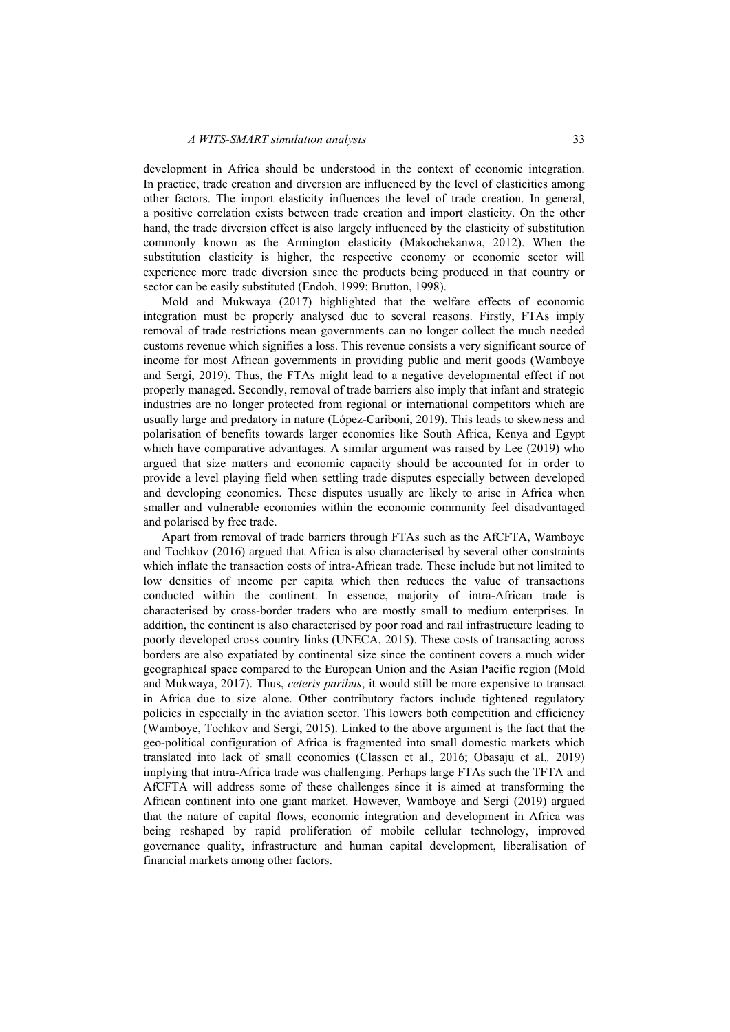development in Africa should be understood in the context of economic integration. In practice, trade creation and diversion are influenced by the level of elasticities among other factors. The import elasticity influences the level of trade creation. In general, a positive correlation exists between trade creation and import elasticity. On the other hand, the trade diversion effect is also largely influenced by the elasticity of substitution commonly known as the Armington elasticity (Makochekanwa, 2012). When the substitution elasticity is higher, the respective economy or economic sector will experience more trade diversion since the products being produced in that country or sector can be easily substituted (Endoh, 1999; Brutton, 1998).

Mold and Mukwaya (2017) highlighted that the welfare effects of economic integration must be properly analysed due to several reasons. Firstly, FTAs imply removal of trade restrictions mean governments can no longer collect the much needed customs revenue which signifies a loss. This revenue consists a very significant source of income for most African governments in providing public and merit goods (Wamboye and Sergi, 2019). Thus, the FTAs might lead to a negative developmental effect if not properly managed. Secondly, removal of trade barriers also imply that infant and strategic industries are no longer protected from regional or international competitors which are usually large and predatory in nature (López-Cariboni, 2019). This leads to skewness and polarisation of benefits towards larger economies like South Africa, Kenya and Egypt which have comparative advantages. A similar argument was raised by Lee (2019) who argued that size matters and economic capacity should be accounted for in order to provide a level playing field when settling trade disputes especially between developed and developing economies. These disputes usually are likely to arise in Africa when smaller and vulnerable economies within the economic community feel disadvantaged and polarised by free trade.

Apart from removal of trade barriers through FTAs such as the AfCFTA, Wamboye and Tochkov (2016) argued that Africa is also characterised by several other constraints which inflate the transaction costs of intra-African trade. These include but not limited to low densities of income per capita which then reduces the value of transactions conducted within the continent. In essence, majority of intra-African trade is characterised by cross-border traders who are mostly small to medium enterprises. In addition, the continent is also characterised by poor road and rail infrastructure leading to poorly developed cross country links (UNECA, 2015). These costs of transacting across borders are also expatiated by continental size since the continent covers a much wider geographical space compared to the European Union and the Asian Pacific region (Mold and Mukwaya, 2017). Thus, *ceteris paribus*, it would still be more expensive to transact in Africa due to size alone. Other contributory factors include tightened regulatory policies in especially in the aviation sector. This lowers both competition and efficiency (Wamboye, Tochkov and Sergi, 2015). Linked to the above argument is the fact that the geo-political configuration of Africa is fragmented into small domestic markets which translated into lack of small economies (Classen et al., 2016; Obasaju et al., 2019) implying that intra-Africa trade was challenging. Perhaps large FTAs such the TFTA and AfCFTA will address some of these challenges since it is aimed at transforming the African continent into one giant market. However, Wamboye and Sergi (2019) argued that the nature of capital flows, economic integration and development in Africa was being reshaped by rapid proliferation of mobile cellular technology, improved governance quality, infrastructure and human capital development, liberalisation of financial markets among other factors.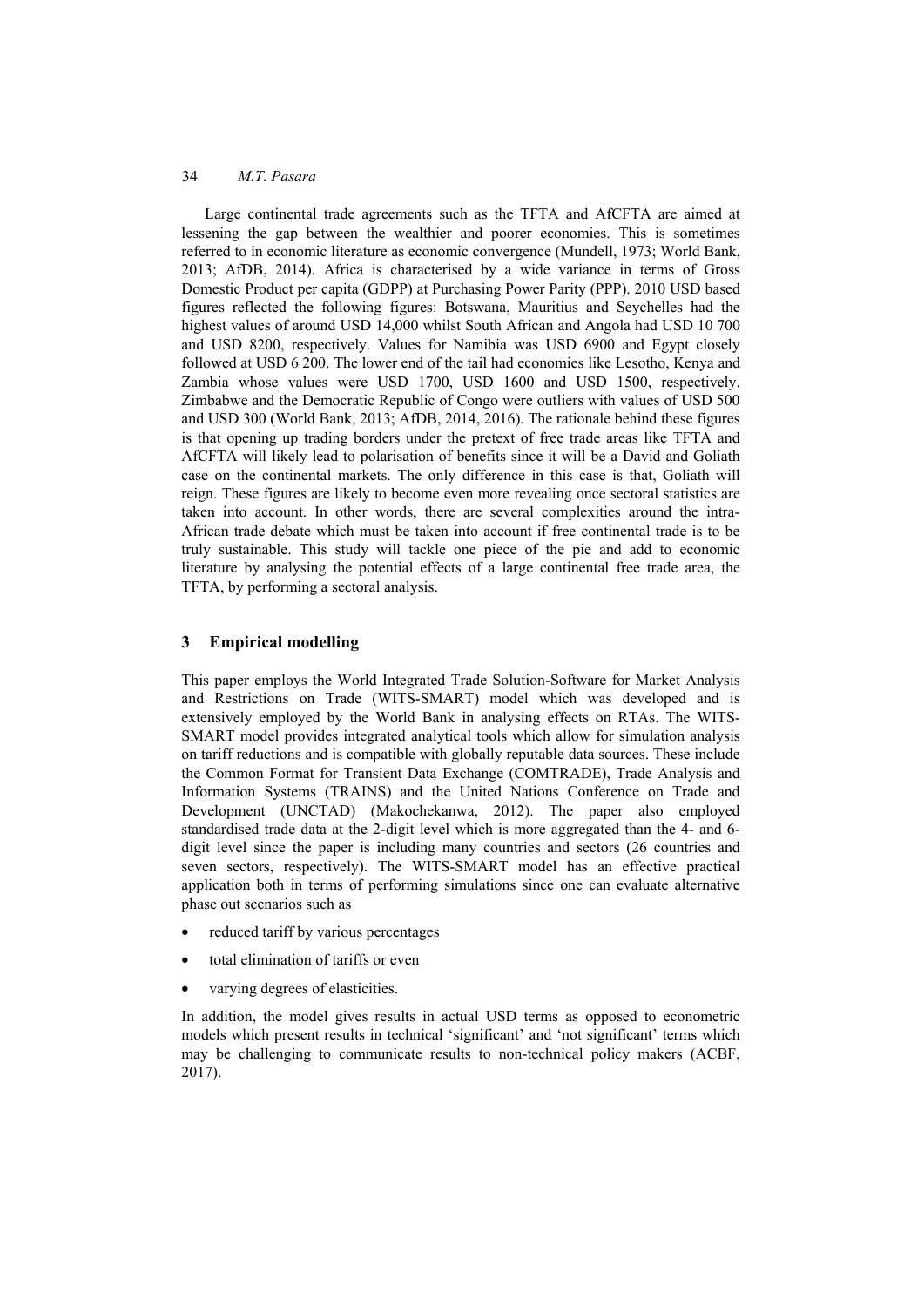Large continental trade agreements such as the TFTA and AfCFTA are aimed at lessening the gap between the wealthier and poorer economies. This is sometimes referred to in economic literature as economic convergence (Mundell, 1973; World Bank, 2013; AfDB, 2014). Africa is characterised by a wide variance in terms of Gross Domestic Product per capita (GDPP) at Purchasing Power Parity (PPP). 2010 USD based figures reflected the following figures: Botswana, Mauritius and Seychelles had the highest values of around USD 14,000 whilst South African and Angola had USD 10 700 and USD 8200, respectively. Values for Namibia was USD 6900 and Egypt closely followed at USD 6 200. The lower end of the tail had economies like Lesotho, Kenya and Zambia whose values were USD 1700, USD 1600 and USD 1500, respectively. Zimbabwe and the Democratic Republic of Congo were outliers with values of USD 500 and USD 300 (World Bank, 2013; AfDB, 2014, 2016). The rationale behind these figures is that opening up trading borders under the pretext of free trade areas like TFTA and AfCFTA will likely lead to polarisation of benefits since it will be a David and Goliath case on the continental markets. The only difference in this case is that, Goliath will reign. These figures are likely to become even more revealing once sectoral statistics are taken into account. In other words, there are several complexities around the intra-African trade debate which must be taken into account if free continental trade is to be truly sustainable. This study will tackle one piece of the pie and add to economic literature by analysing the potential effects of a large continental free trade area, the TFTA, by performing a sectoral analysis.

## 3 Empirical modelling

This paper employs the World Integrated Trade Solution-Software for Market Analysis and Restrictions on Trade (WITS-SMART) model which was developed and is extensively employed by the World Bank in analysing effects on RTAs. The WITS-SMART model provides integrated analytical tools which allow for simulation analysis on tariff reductions and is compatible with globally reputable data sources. These include the Common Format for Transient Data Exchange (COMTRADE), Trade Analysis and Information Systems (TRAINS) and the United Nations Conference on Trade and Development (UNCTAD) (Makochekanwa, 2012). The paper also employed standardised trade data at the 2-digit level which is more aggregated than the 4- and 6-digit level since the paper is including many countries and sectors (26 countries and seven sectors, respectively). The WITS-SMART model has an effective practical application both in terms of performing simulations since one can evaluate alternative phase out scenarios such as

- reduced tariff by various percentages
- total elimination of tariffs or even
- varying degrees of elasticities.

In addition, the model gives results in actual USD terms as opposed to econometric models which present results in technical 'significant' and 'not significant' terms which may be challenging to communicate results to non-technical policy makers (ACBF, 2017).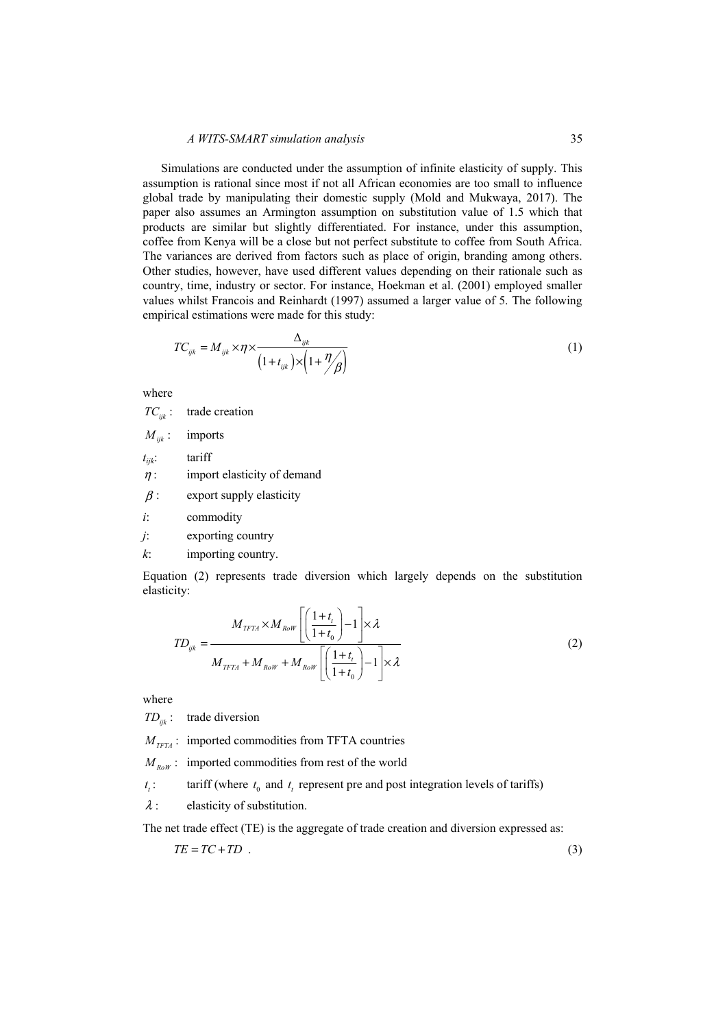Simulations are conducted under the assumption of infinite elasticity of supply. This assumption is rational since most if not all African economies are too small to influence global trade by manipulating their domestic supply (Mold and Mukwaya, 2017). The paper also assumes an Armington assumption on substitution value of 1.5 which that products are similar but slightly differentiated. For instance, under this assumption, coffee from Kenya will be a close but not perfect substitute to coffee from South Africa. The variances are derived from factors such as place of origin, branding among others. Other studies, however, have used different values depending on their rationale such as country, time, industry or sector. For instance, Hoekman et al. (2001) employed smaller values whilst Francois and Reinhardt (1997) assumed a larger value of 5. The following empirical estimations were made for this study:

$$TC_{ijk} = M_{ijk} \times \eta \times \frac{\Delta_{ijk}}{\left(1+t_{ijk}\right) \times \left(1+\eta/\beta\right)} \tag{1}$$

where

- $TC_{ijk}$: trade creation
- $M_{ijk}$: imports
- $t_{ijk}$: tariff
- $\eta$: import elasticity of demand
- $\beta$: export supply elasticity
- $i$: commodity
- $j$: exporting country
- $k$: importing country.

Equation (2) represents trade diversion which largely depends on the substitution elasticity:

$$TD_{ijk} = \frac{M_{TFTA} \times M_{RoW}\left[\left(\frac{1+t_t}{1+t_0}\right)-1\right] \times \lambda}{M_{TFTA} + M_{RoW} + M_{RoW}\left[\left(\frac{1+t_t}{1+t_0}\right)-1\right] \times \lambda} \tag{2}$$

where

- $TD_{ijk}$: trade diversion
- $M_{TFTA}$: imported commodities from TFTA countries
- $M_{RoW}$: imported commodities from rest of the world
- $t_t$: tariff (where $t_0$ and $t_t$ represent pre and post integration levels of tariffs)
- $\lambda$: elasticity of substitution.

The net trade effect (TE) is the aggregate of trade creation and diversion expressed as:

$$TE = TC + TD \; . \tag{3}$$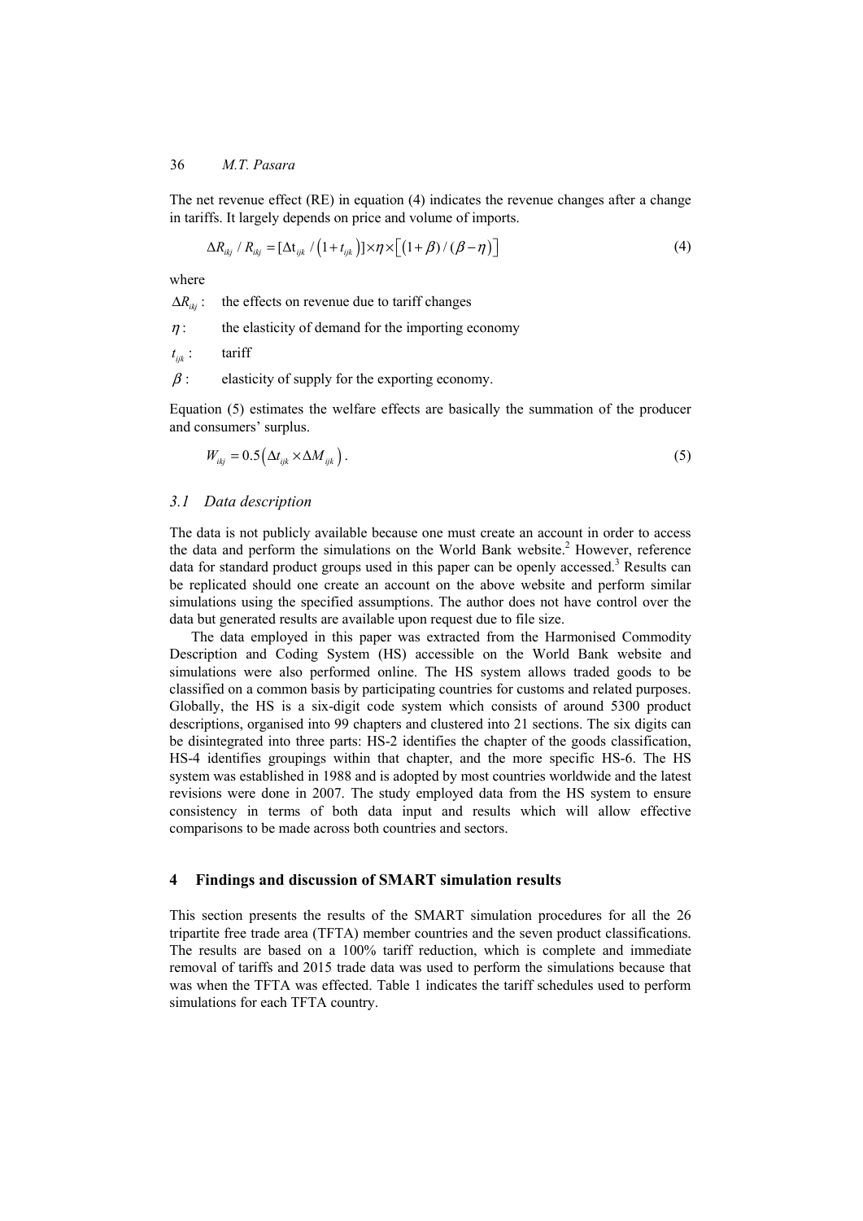The net revenue effect (RE) in equation (4) indicates the revenue changes after a change in tariffs. It largely depends on price and volume of imports.

$$\Delta R_{ikj} / R_{ikj} = [\Delta t_{ijk} / (1 + t_{ijk})] \times \eta \times [(1 + \beta) / (\beta - \eta)] \tag{4}$$

where

$\Delta R_{ikj}$: the effects on revenue due to tariff changes

$\eta$: the elasticity of demand for the importing economy

$t_{ijk}$: tariff

$\beta$: elasticity of supply for the exporting economy.

Equation (5) estimates the welfare effects are basically the summation of the producer and consumers' surplus.

$$W_{ikj} = 0.5 (\Delta t_{ijk} \times \Delta M_{ijk}). \tag{5}$$

### 3.1 Data description

The data is not publicly available because one must create an account in order to access the data and perform the simulations on the World Bank website.[2] However, reference data for standard product groups used in this paper can be openly accessed.[3] Results can be replicated should one create an account on the above website and perform similar simulations using the specified assumptions. The author does not have control over the data but generated results are available upon request due to file size.

The data employed in this paper was extracted from the Harmonised Commodity Description and Coding System (HS) accessible on the World Bank website and simulations were also performed online. The HS system allows traded goods to be classified on a common basis by participating countries for customs and related purposes. Globally, the HS is a six-digit code system which consists of around 5300 product descriptions, organised into 99 chapters and clustered into 21 sections. The six digits can be disintegrated into three parts: HS-2 identifies the chapter of the goods classification, HS-4 identifies groupings within that chapter, and the more specific HS-6. The HS system was established in 1988 and is adopted by most countries worldwide and the latest revisions were done in 2007. The study employed data from the HS system to ensure consistency in terms of both data input and results which will allow effective comparisons to be made across both countries and sectors.

## 4 Findings and discussion of SMART simulation results

This section presents the results of the SMART simulation procedures for all the 26 tripartite free trade area (TFTA) member countries and the seven product classifications. The results are based on a 100% tariff reduction, which is complete and immediate removal of tariffs and 2015 trade data was used to perform the simulations because that was when the TFTA was effected. Table 1 indicates the tariff schedules used to perform simulations for each TFTA country.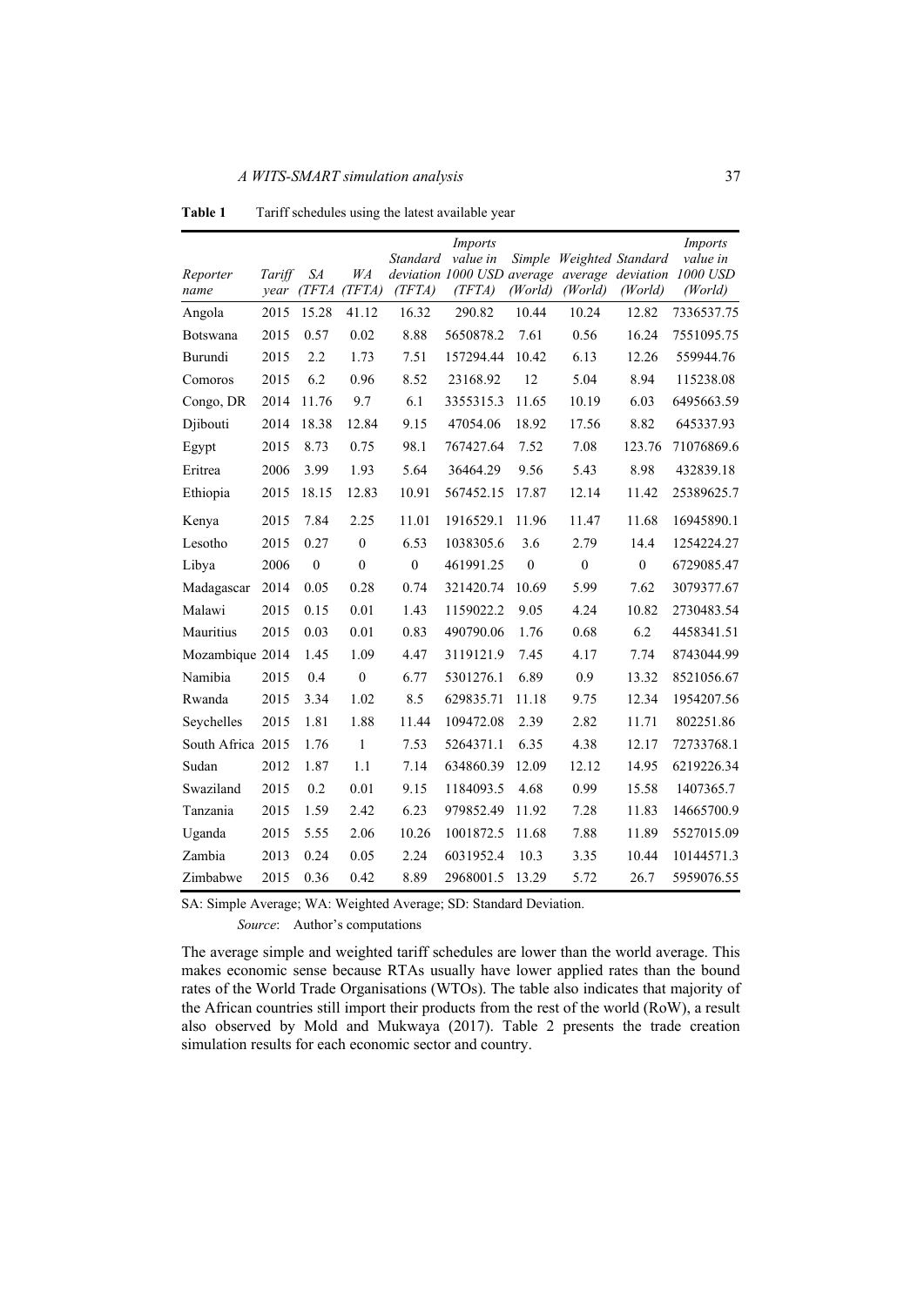**Table 1** Tariff schedules using the latest available year

| *Reporter name* | *Tariff year* | *SA (TFTA* | *WA (TFTA)* | *Standard deviation (TFTA)* | *Imports value in 1000 USD (TFTA)* | *Simple average (World)* | *Weighted average (World)* | *Standard deviation (World)* | *Imports value in 1000 USD (World)* |
|---|---|---|---|---|---|---|---|---|---|
| Angola | 2015 | 15.28 | 41.12 | 16.32 | 290.82 | 10.44 | 10.24 | 12.82 | 7336537.75 |
| Botswana | 2015 | 0.57 | 0.02 | 8.88 | 5650878.2 | 7.61 | 0.56 | 16.24 | 7551095.75 |
| Burundi | 2015 | 2.2 | 1.73 | 7.51 | 157294.44 | 10.42 | 6.13 | 12.26 | 559944.76 |
| Comoros | 2015 | 6.2 | 0.96 | 8.52 | 23168.92 | 12 | 5.04 | 8.94 | 115238.08 |
| Congo, DR | 2014 | 11.76 | 9.7 | 6.1 | 3355315.3 | 11.65 | 10.19 | 6.03 | 6495663.59 |
| Djibouti | 2014 | 18.38 | 12.84 | 9.15 | 47054.06 | 18.92 | 17.56 | 8.82 | 645337.93 |
| Egypt | 2015 | 8.73 | 0.75 | 98.1 | 767427.64 | 7.52 | 7.08 | 123.76 | 71076869.6 |
| Eritrea | 2006 | 3.99 | 1.93 | 5.64 | 36464.29 | 9.56 | 5.43 | 8.98 | 432839.18 |
| Ethiopia | 2015 | 18.15 | 12.83 | 10.91 | 567452.15 | 17.87 | 12.14 | 11.42 | 25389625.7 |
| Kenya | 2015 | 7.84 | 2.25 | 11.01 | 1916529.1 | 11.96 | 11.47 | 11.68 | 16945890.1 |
| Lesotho | 2015 | 0.27 | 0 | 6.53 | 1038305.6 | 3.6 | 2.79 | 14.4 | 1254224.27 |
| Libya | 2006 | 0 | 0 | 0 | 461991.25 | 0 | 0 | 0 | 6729085.47 |
| Madagascar | 2014 | 0.05 | 0.28 | 0.74 | 321420.74 | 10.69 | 5.99 | 7.62 | 3079377.67 |
| Malawi | 2015 | 0.15 | 0.01 | 1.43 | 1159022.2 | 9.05 | 4.24 | 10.82 | 2730483.54 |
| Mauritius | 2015 | 0.03 | 0.01 | 0.83 | 490790.06 | 1.76 | 0.68 | 6.2 | 4458341.51 |
| Mozambique | 2014 | 1.45 | 1.09 | 4.47 | 3119121.9 | 7.45 | 4.17 | 7.74 | 8743044.99 |
| Namibia | 2015 | 0.4 | 0 | 6.77 | 5301276.1 | 6.89 | 0.9 | 13.32 | 8521056.67 |
| Rwanda | 2015 | 3.34 | 1.02 | 8.5 | 629835.71 | 11.18 | 9.75 | 12.34 | 1954207.56 |
| Seychelles | 2015 | 1.81 | 1.88 | 11.44 | 109472.08 | 2.39 | 2.82 | 11.71 | 802251.86 |
| South Africa | 2015 | 1.76 | 1 | 7.53 | 5264371.1 | 6.35 | 4.38 | 12.17 | 72733768.1 |
| Sudan | 2012 | 1.87 | 1.1 | 7.14 | 634860.39 | 12.09 | 12.12 | 14.95 | 6219226.34 |
| Swaziland | 2015 | 0.2 | 0.01 | 9.15 | 1184093.5 | 4.68 | 0.99 | 15.58 | 1407365.7 |
| Tanzania | 2015 | 1.59 | 2.42 | 6.23 | 979852.49 | 11.92 | 7.28 | 11.83 | 14665700.9 |
| Uganda | 2015 | 5.55 | 2.06 | 10.26 | 1001872.5 | 11.68 | 7.88 | 11.89 | 5527015.09 |
| Zambia | 2013 | 0.24 | 0.05 | 2.24 | 6031952.4 | 10.3 | 3.35 | 10.44 | 10144571.3 |
| Zimbabwe | 2015 | 0.36 | 0.42 | 8.89 | 2968001.5 | 13.29 | 5.72 | 26.7 | 5959076.55 |

SA: Simple Average; WA: Weighted Average; SD: Standard Deviation.

*Source*: Author's computations

The average simple and weighted tariff schedules are lower than the world average. This makes economic sense because RTAs usually have lower applied rates than the bound rates of the World Trade Organisations (WTOs). The table also indicates that majority of the African countries still import their products from the rest of the world (RoW), a result also observed by Mold and Mukwaya (2017). Table 2 presents the trade creation simulation results for each economic sector and country.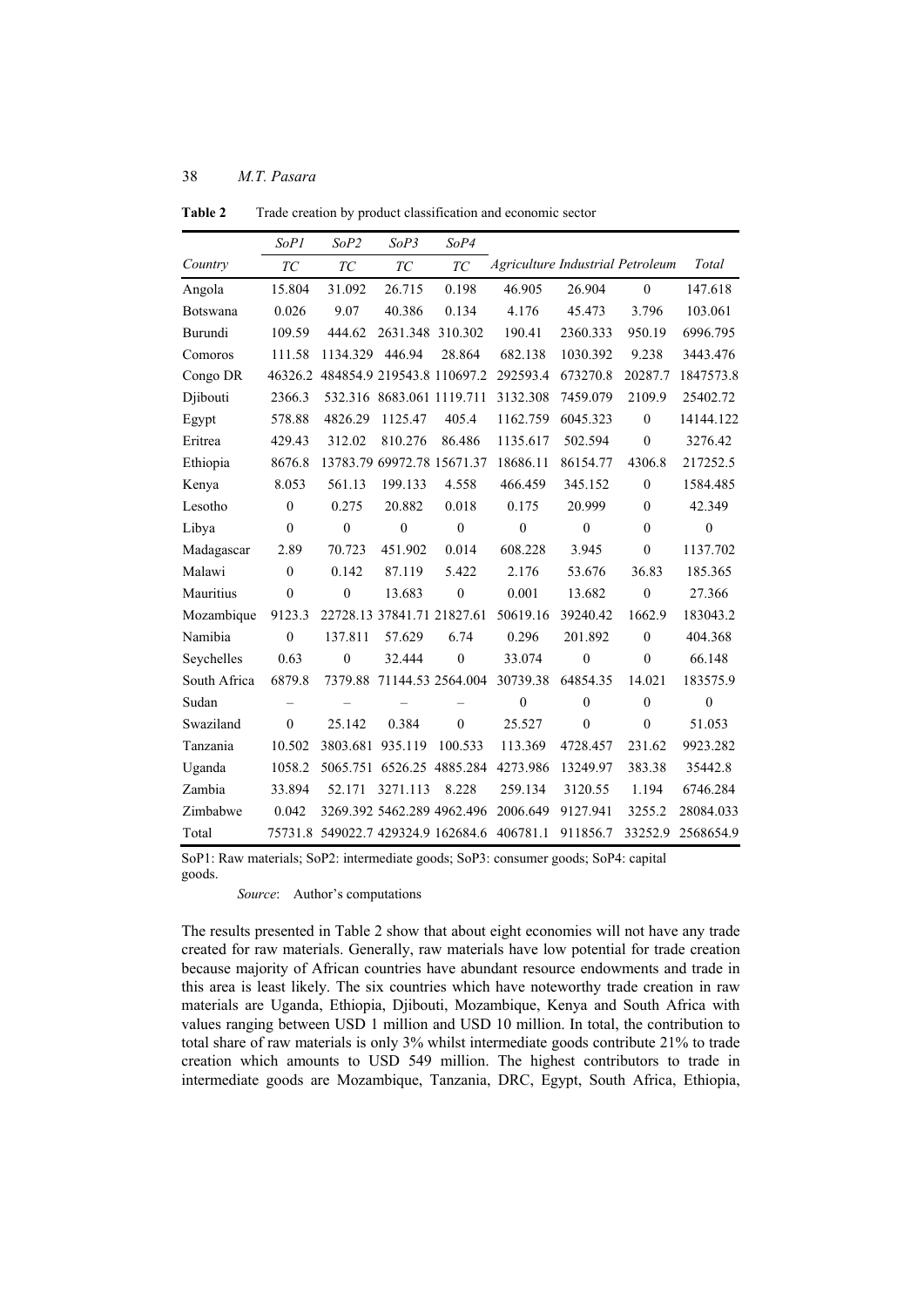**Table 2** Trade creation by product classification and economic sector

| | *SoP1* | *SoP2* | *SoP3* | *SoP4* | | | | |
|---|---|---|---|---|---|---|---|---|
| *Country* | *TC* | *TC* | *TC* | *TC* | *Agriculture* | *Industrial* | *Petroleum* | *Total* |
| Angola | 15.804 | 31.092 | 26.715 | 0.198 | 46.905 | 26.904 | 0 | 147.618 |
| Botswana | 0.026 | 9.07 | 40.386 | 0.134 | 4.176 | 45.473 | 3.796 | 103.061 |
| Burundi | 109.59 | 444.62 | 2631.348 | 310.302 | 190.41 | 2360.333 | 950.19 | 6996.795 |
| Comoros | 111.58 | 1134.329 | 446.94 | 28.864 | 682.138 | 1030.392 | 9.238 | 3443.476 |
| Congo DR | 46326.2 | 484854.9 | 219543.8 | 110697.2 | 292593.4 | 673270.8 | 20287.7 | 1847573.8 |
| Djibouti | 2366.3 | 532.316 | 8683.061 | 1119.711 | 3132.308 | 7459.079 | 2109.9 | 25402.72 |
| Egypt | 578.88 | 4826.29 | 1125.47 | 405.4 | 1162.759 | 6045.323 | 0 | 14144.122 |
| Eritrea | 429.43 | 312.02 | 810.276 | 86.486 | 1135.617 | 502.594 | 0 | 3276.42 |
| Ethiopia | 8676.8 | 13783.79 | 69972.78 | 15671.37 | 18686.11 | 86154.77 | 4306.8 | 217252.5 |
| Kenya | 8.053 | 561.13 | 199.133 | 4.558 | 466.459 | 345.152 | 0 | 1584.485 |
| Lesotho | 0 | 0.275 | 20.882 | 0.018 | 0.175 | 20.999 | 0 | 42.349 |
| Libya | 0 | 0 | 0 | 0 | 0 | 0 | 0 | 0 |
| Madagascar | 2.89 | 70.723 | 451.902 | 0.014 | 608.228 | 3.945 | 0 | 1137.702 |
| Malawi | 0 | 0.142 | 87.119 | 5.422 | 2.176 | 53.676 | 36.83 | 185.365 |
| Mauritius | 0 | 0 | 13.683 | 0 | 0.001 | 13.682 | 0 | 27.366 |
| Mozambique | 9123.3 | 22728.13 | 37841.71 | 21827.61 | 50619.16 | 39240.42 | 1662.9 | 183043.2 |
| Namibia | 0 | 137.811 | 57.629 | 6.74 | 0.296 | 201.892 | 0 | 404.368 |
| Seychelles | 0.63 | 0 | 32.444 | 0 | 33.074 | 0 | 0 | 66.148 |
| South Africa | 6879.8 | 7379.88 | 71144.53 | 2564.004 | 30739.38 | 64854.35 | 14.021 | 183575.9 |
| Sudan | – | – | – | – | 0 | 0 | 0 | 0 |
| Swaziland | 0 | 25.142 | 0.384 | 0 | 25.527 | 0 | 0 | 51.053 |
| Tanzania | 10.502 | 3803.681 | 935.119 | 100.533 | 113.369 | 4728.457 | 231.62 | 9923.282 |
| Uganda | 1058.2 | 5065.751 | 6526.25 | 4885.284 | 4273.986 | 13249.97 | 383.38 | 35442.8 |
| Zambia | 33.894 | 52.171 | 3271.113 | 8.228 | 259.134 | 3120.55 | 1.194 | 6746.284 |
| Zimbabwe | 0.042 | 3269.392 | 5462.289 | 4962.496 | 2006.649 | 9127.941 | 3255.2 | 28084.033 |
| Total | 75731.8 | 549022.7 | 429324.9 | 162684.6 | 406781.1 | 911856.7 | 33252.9 | 2568654.9 |

SoP1: Raw materials; SoP2: intermediate goods; SoP3: consumer goods; SoP4: capital goods.

*Source*: Author's computations

The results presented in Table 2 show that about eight economies will not have any trade created for raw materials. Generally, raw materials have low potential for trade creation because majority of African countries have abundant resource endowments and trade in this area is least likely. The six countries which have noteworthy trade creation in raw materials are Uganda, Ethiopia, Djibouti, Mozambique, Kenya and South Africa with values ranging between USD 1 million and USD 10 million. In total, the contribution to total share of raw materials is only 3% whilst intermediate goods contribute 21% to trade creation which amounts to USD 549 million. The highest contributors to trade in intermediate goods are Mozambique, Tanzania, DRC, Egypt, South Africa, Ethiopia,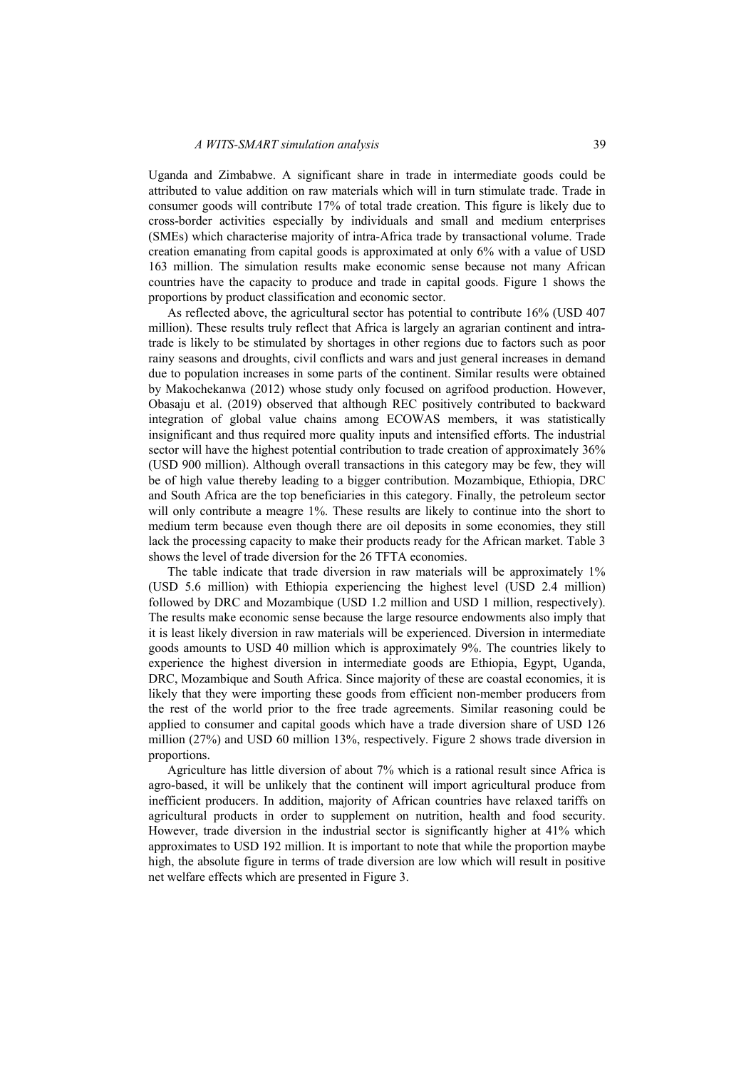Uganda and Zimbabwe. A significant share in trade in intermediate goods could be attributed to value addition on raw materials which will in turn stimulate trade. Trade in consumer goods will contribute 17% of total trade creation. This figure is likely due to cross-border activities especially by individuals and small and medium enterprises (SMEs) which characterise majority of intra-Africa trade by transactional volume. Trade creation emanating from capital goods is approximated at only 6% with a value of USD 163 million. The simulation results make economic sense because not many African countries have the capacity to produce and trade in capital goods. Figure 1 shows the proportions by product classification and economic sector.

As reflected above, the agricultural sector has potential to contribute 16% (USD 407 million). These results truly reflect that Africa is largely an agrarian continent and intra-trade is likely to be stimulated by shortages in other regions due to factors such as poor rainy seasons and droughts, civil conflicts and wars and just general increases in demand due to population increases in some parts of the continent. Similar results were obtained by Makochekanwa (2012) whose study only focused on agrifood production. However, Obasaju et al. (2019) observed that although REC positively contributed to backward integration of global value chains among ECOWAS members, it was statistically insignificant and thus required more quality inputs and intensified efforts. The industrial sector will have the highest potential contribution to trade creation of approximately 36% (USD 900 million). Although overall transactions in this category may be few, they will be of high value thereby leading to a bigger contribution. Mozambique, Ethiopia, DRC and South Africa are the top beneficiaries in this category. Finally, the petroleum sector will only contribute a meagre 1%. These results are likely to continue into the short to medium term because even though there are oil deposits in some economies, they still lack the processing capacity to make their products ready for the African market. Table 3 shows the level of trade diversion for the 26 TFTA economies.

The table indicate that trade diversion in raw materials will be approximately 1% (USD 5.6 million) with Ethiopia experiencing the highest level (USD 2.4 million) followed by DRC and Mozambique (USD 1.2 million and USD 1 million, respectively). The results make economic sense because the large resource endowments also imply that it is least likely diversion in raw materials will be experienced. Diversion in intermediate goods amounts to USD 40 million which is approximately 9%. The countries likely to experience the highest diversion in intermediate goods are Ethiopia, Egypt, Uganda, DRC, Mozambique and South Africa. Since majority of these are coastal economies, it is likely that they were importing these goods from efficient non-member producers from the rest of the world prior to the free trade agreements. Similar reasoning could be applied to consumer and capital goods which have a trade diversion share of USD 126 million (27%) and USD 60 million 13%, respectively. Figure 2 shows trade diversion in proportions.

Agriculture has little diversion of about 7% which is a rational result since Africa is agro-based, it will be unlikely that the continent will import agricultural produce from inefficient producers. In addition, majority of African countries have relaxed tariffs on agricultural products in order to supplement on nutrition, health and food security. However, trade diversion in the industrial sector is significantly higher at 41% which approximates to USD 192 million. It is important to note that while the proportion maybe high, the absolute figure in terms of trade diversion are low which will result in positive net welfare effects which are presented in Figure 3.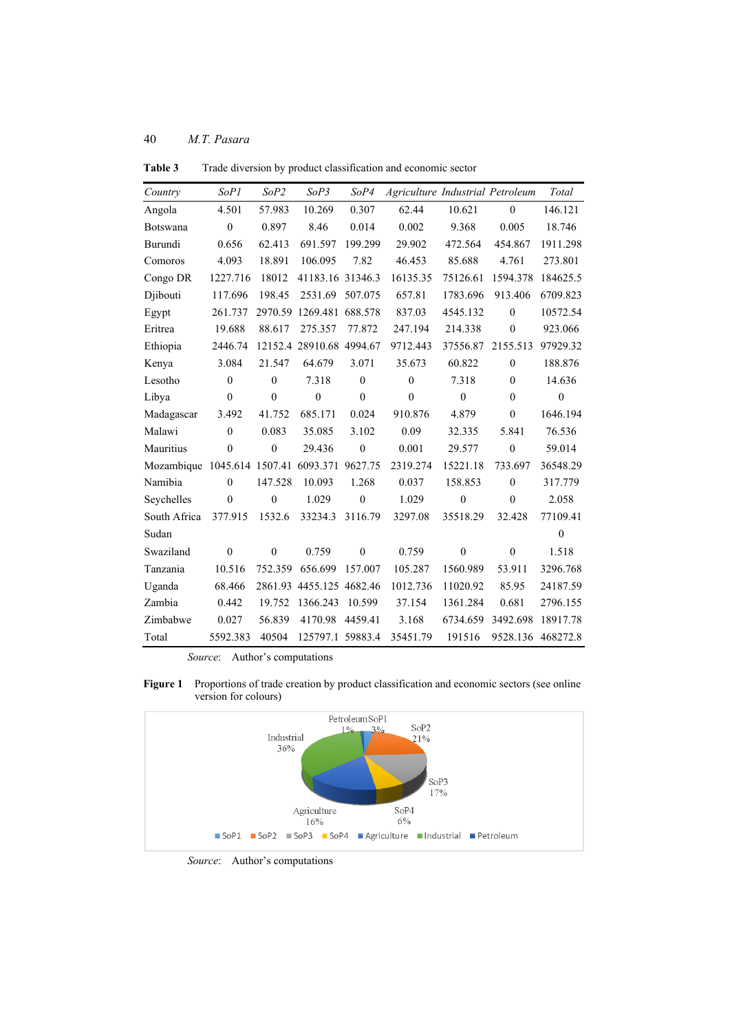**Table 3** Trade diversion by product classification and economic sector

| *Country* | *SoP1* | *SoP2* | *SoP3* | *SoP4* | *Agriculture* | *Industrial* | *Petroleum* | *Total* |
|---|---|---|---|---|---|---|---|---|
| Angola | 4.501 | 57.983 | 10.269 | 0.307 | 62.44 | 10.621 | 0 | 146.121 |
| Botswana | 0 | 0.897 | 8.46 | 0.014 | 0.002 | 9.368 | 0.005 | 18.746 |
| Burundi | 0.656 | 62.413 | 691.597 | 199.299 | 29.902 | 472.564 | 454.867 | 1911.298 |
| Comoros | 4.093 | 18.891 | 106.095 | 7.82 | 46.453 | 85.688 | 4.761 | 273.801 |
| Congo DR | 1227.716 | 18012 | 41183.16 | 31346.3 | 16135.35 | 75126.61 | 1594.378 | 184625.5 |
| Djibouti | 117.696 | 198.45 | 2531.69 | 507.075 | 657.81 | 1783.696 | 913.406 | 6709.823 |
| Egypt | 261.737 | 2970.59 | 1269.481 | 688.578 | 837.03 | 4545.132 | 0 | 10572.54 |
| Eritrea | 19.688 | 88.617 | 275.357 | 77.872 | 247.194 | 214.338 | 0 | 923.066 |
| Ethiopia | 2446.74 | 12152.4 | 28910.68 | 4994.67 | 9712.443 | 37556.87 | 2155.513 | 97929.32 |
| Kenya | 3.084 | 21.547 | 64.679 | 3.071 | 35.673 | 60.822 | 0 | 188.876 |
| Lesotho | 0 | 0 | 7.318 | 0 | 0 | 7.318 | 0 | 14.636 |
| Libya | 0 | 0 | 0 | 0 | 0 | 0 | 0 | 0 |
| Madagascar | 3.492 | 41.752 | 685.171 | 0.024 | 910.876 | 4.879 | 0 | 1646.194 |
| Malawi | 0 | 0.083 | 35.085 | 3.102 | 0.09 | 32.335 | 5.841 | 76.536 |
| Mauritius | 0 | 0 | 29.436 | 0 | 0.001 | 29.577 | 0 | 59.014 |
| Mozambique | 1045.614 | 1507.41 | 6093.371 | 9627.75 | 2319.274 | 15221.18 | 733.697 | 36548.29 |
| Namibia | 0 | 147.528 | 10.093 | 1.268 | 0.037 | 158.853 | 0 | 317.779 |
| Seychelles | 0 | 0 | 1.029 | 0 | 1.029 | 0 | 0 | 2.058 |
| South Africa | 377.915 | 1532.6 | 33234.3 | 3116.79 | 3297.08 | 35518.29 | 32.428 | 77109.41 |
| Sudan | | | | | | | | 0 |
| Swaziland | 0 | 0 | 0.759 | 0 | 0.759 | 0 | 0 | 1.518 |
| Tanzania | 10.516 | 752.359 | 656.699 | 157.007 | 105.287 | 1560.989 | 53.911 | 3296.768 |
| Uganda | 68.466 | 2861.93 | 4455.125 | 4682.46 | 1012.736 | 11020.92 | 85.95 | 24187.59 |
| Zambia | 0.442 | 19.752 | 1366.243 | 10.599 | 37.154 | 1361.284 | 0.681 | 2796.155 |
| Zimbabwe | 0.027 | 56.839 | 4170.98 | 4459.41 | 3.168 | 6734.659 | 3492.698 | 18917.78 |
| Total | 5592.383 | 40504 | 125797.1 | 59883.4 | 35451.79 | 191516 | 9528.136 | 468272.8 |

*Source*: Author's computations

**Figure 1** Proportions of trade creation by product classification and economic sectors (see online version for colours)

*Source*: Author's computations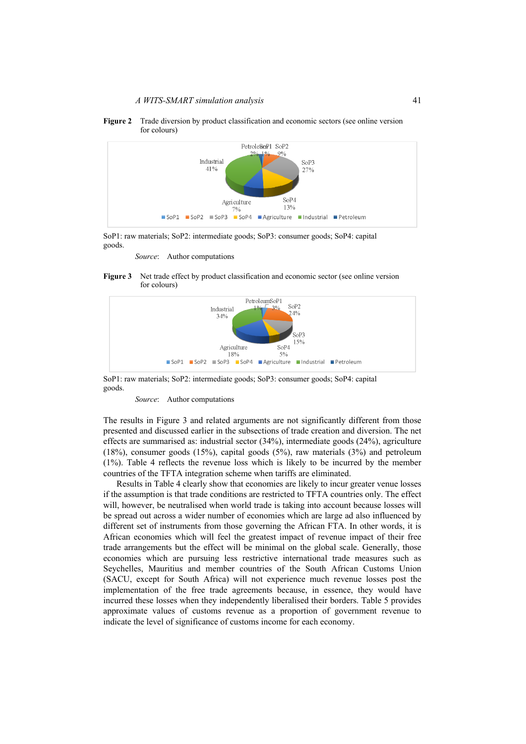**Figure 2** Trade diversion by product classification and economic sectors (see online version for colours)

SoP1: raw materials; SoP2: intermediate goods; SoP3: consumer goods; SoP4: capital goods.

*Source*: Author computations

**Figure 3** Net trade effect by product classification and economic sector (see online version for colours)

SoP1: raw materials; SoP2: intermediate goods; SoP3: consumer goods; SoP4: capital goods.

*Source*: Author computations

The results in Figure 3 and related arguments are not significantly different from those presented and discussed earlier in the subsections of trade creation and diversion. The net effects are summarised as: industrial sector (34%), intermediate goods (24%), agriculture (18%), consumer goods (15%), capital goods (5%), raw materials (3%) and petroleum (1%). Table 4 reflects the revenue loss which is likely to be incurred by the member countries of the TFTA integration scheme when tariffs are eliminated.

Results in Table 4 clearly show that economies are likely to incur greater venue losses if the assumption is that trade conditions are restricted to TFTA countries only. The effect will, however, be neutralised when world trade is taking into account because losses will be spread out across a wider number of economies which are large ad also influenced by different set of instruments from those governing the African FTA. In other words, it is African economies which will feel the greatest impact of revenue impact of their free trade arrangements but the effect will be minimal on the global scale. Generally, those economies which are pursuing less restrictive international trade measures such as Seychelles, Mauritius and member countries of the South African Customs Union (SACU, except for South Africa) will not experience much revenue losses post the implementation of the free trade agreements because, in essence, they would have incurred these losses when they independently liberalised their borders. Table 5 provides approximate values of customs revenue as a proportion of government revenue to indicate the level of significance of customs income for each economy.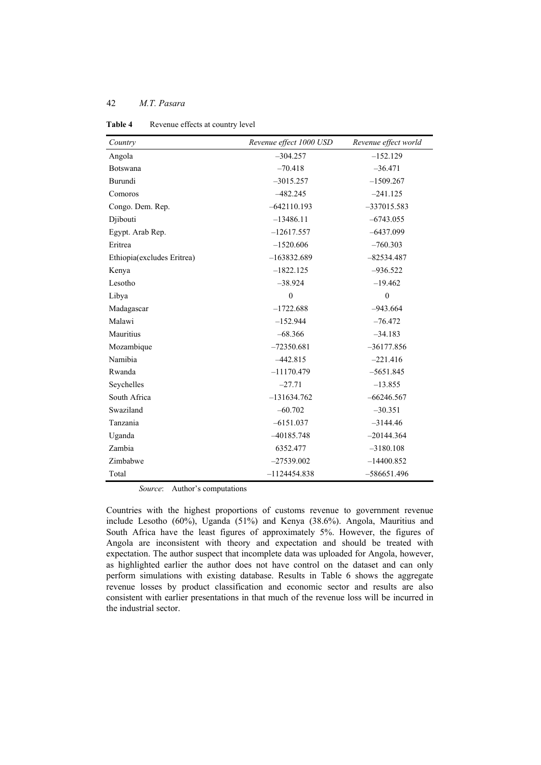**Table 4** Revenue effects at country level

| *Country* | *Revenue effect 1000 USD* | *Revenue effect world* |
|---|---|---|
| Angola | –304.257 | –152.129 |
| Botswana | –70.418 | –36.471 |
| Burundi | –3015.257 | –1509.267 |
| Comoros | –482.245 | –241.125 |
| Congo. Dem. Rep. | –642110.193 | –337015.583 |
| Djibouti | –13486.11 | –6743.055 |
| Egypt. Arab Rep. | –12617.557 | –6437.099 |
| Eritrea | –1520.606 | –760.303 |
| Ethiopia(excludes Eritrea) | –163832.689 | –82534.487 |
| Kenya | –1822.125 | –936.522 |
| Lesotho | –38.924 | –19.462 |
| Libya | 0 | 0 |
| Madagascar | –1722.688 | –943.664 |
| Malawi | –152.944 | –76.472 |
| Mauritius | –68.366 | –34.183 |
| Mozambique | –72350.681 | –36177.856 |
| Namibia | –442.815 | –221.416 |
| Rwanda | –11170.479 | –5651.845 |
| Seychelles | –27.71 | –13.855 |
| South Africa | –131634.762 | –66246.567 |
| Swaziland | –60.702 | –30.351 |
| Tanzania | –6151.037 | –3144.46 |
| Uganda | –40185.748 | –20144.364 |
| Zambia | 6352.477 | –3180.108 |
| Zimbabwe | –27539.002 | –14400.852 |
| Total | –1124454.838 | –586651.496 |

*Source*: Author's computations

Countries with the highest proportions of customs revenue to government revenue include Lesotho (60%), Uganda (51%) and Kenya (38.6%). Angola, Mauritius and South Africa have the least figures of approximately 5%. However, the figures of Angola are inconsistent with theory and expectation and should be treated with expectation. The author suspect that incomplete data was uploaded for Angola, however, as highlighted earlier the author does not have control on the dataset and can only perform simulations with existing database. Results in Table 6 shows the aggregate revenue losses by product classification and economic sector and results are also consistent with earlier presentations in that much of the revenue loss will be incurred in the industrial sector.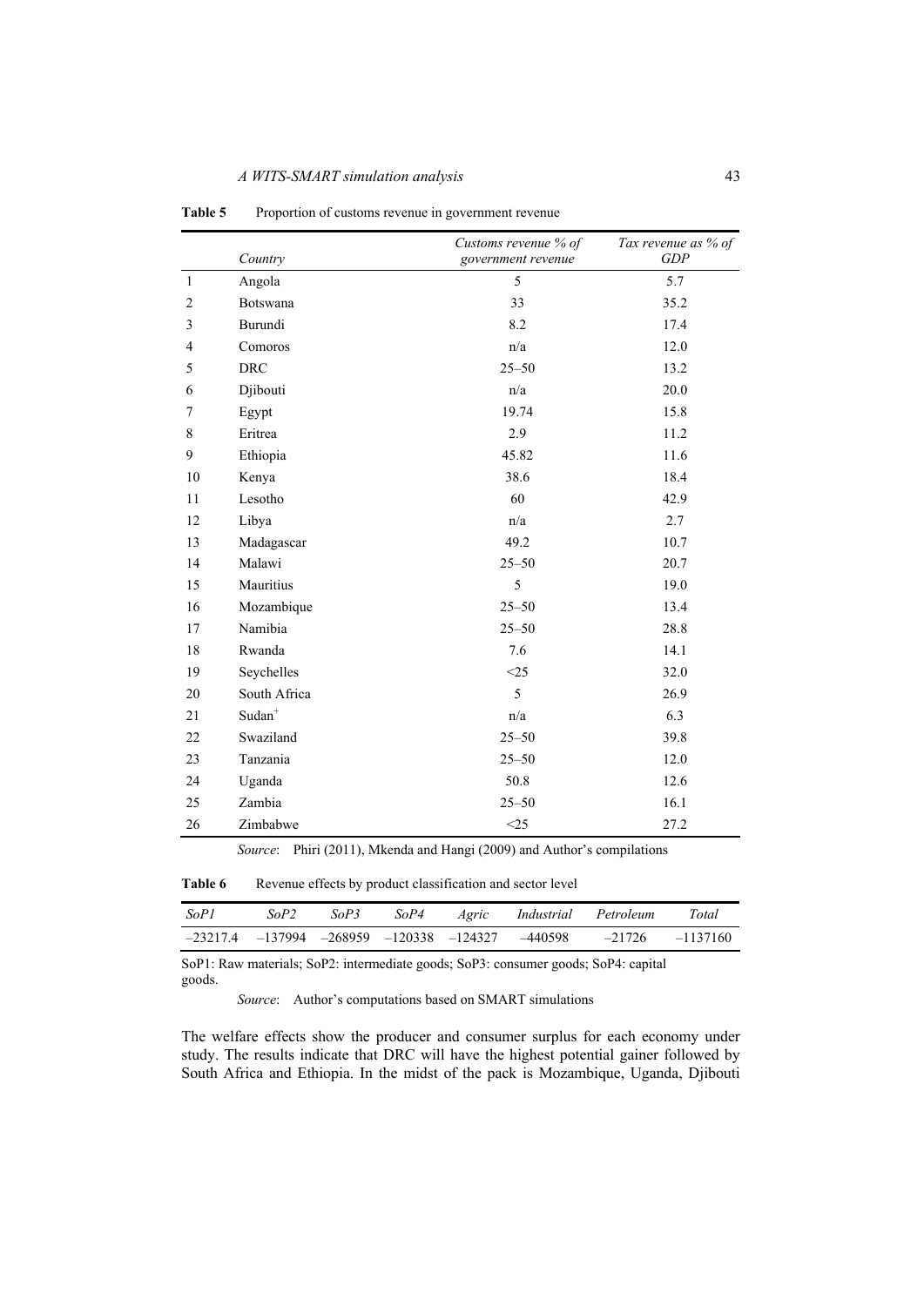**Table 5** Proportion of customs revenue in government revenue

| | *Country* | *Customs revenue % of government revenue* | *Tax revenue as % of GDP* |
|---|---|---|---|
| 1 | Angola | 5 | 5.7 |
| 2 | Botswana | 33 | 35.2 |
| 3 | Burundi | 8.2 | 17.4 |
| 4 | Comoros | n/a | 12.0 |
| 5 | DRC | 25–50 | 13.2 |
| 6 | Djibouti | n/a | 20.0 |
| 7 | Egypt | 19.74 | 15.8 |
| 8 | Eritrea | 2.9 | 11.2 |
| 9 | Ethiopia | 45.82 | 11.6 |
| 10 | Kenya | 38.6 | 18.4 |
| 11 | Lesotho | 60 | 42.9 |
| 12 | Libya | n/a | 2.7 |
| 13 | Madagascar | 49.2 | 10.7 |
| 14 | Malawi | 25–50 | 20.7 |
| 15 | Mauritius | 5 | 19.0 |
| 16 | Mozambique | 25–50 | 13.4 |
| 17 | Namibia | 25–50 | 28.8 |
| 18 | Rwanda | 7.6 | 14.1 |
| 19 | Seychelles | <25 | 32.0 |
| 20 | South Africa | 5 | 26.9 |
| 21 | Sudan[+] | n/a | 6.3 |
| 22 | Swaziland | 25–50 | 39.8 |
| 23 | Tanzania | 25–50 | 12.0 |
| 24 | Uganda | 50.8 | 12.6 |
| 25 | Zambia | 25–50 | 16.1 |
| 26 | Zimbabwe | <25 | 27.2 |

*Source*: Phiri (2011), Mkenda and Hangi (2009) and Author's compilations

**Table 6** Revenue effects by product classification and sector level

| *SoP1* | *SoP2* | *SoP3* | *SoP4* | *Agric* | *Industrial* | *Petroleum* | *Total* |
|---|---|---|---|---|---|---|---|
| –23217.4 | –137994 | –268959 | –120338 | –124327 | –440598 | –21726 | –1137160 |

SoP1: Raw materials; SoP2: intermediate goods; SoP3: consumer goods; SoP4: capital goods.

*Source*: Author's computations based on SMART simulations

The welfare effects show the producer and consumer surplus for each economy under study. The results indicate that DRC will have the highest potential gainer followed by South Africa and Ethiopia. In the midst of the pack is Mozambique, Uganda, Djibouti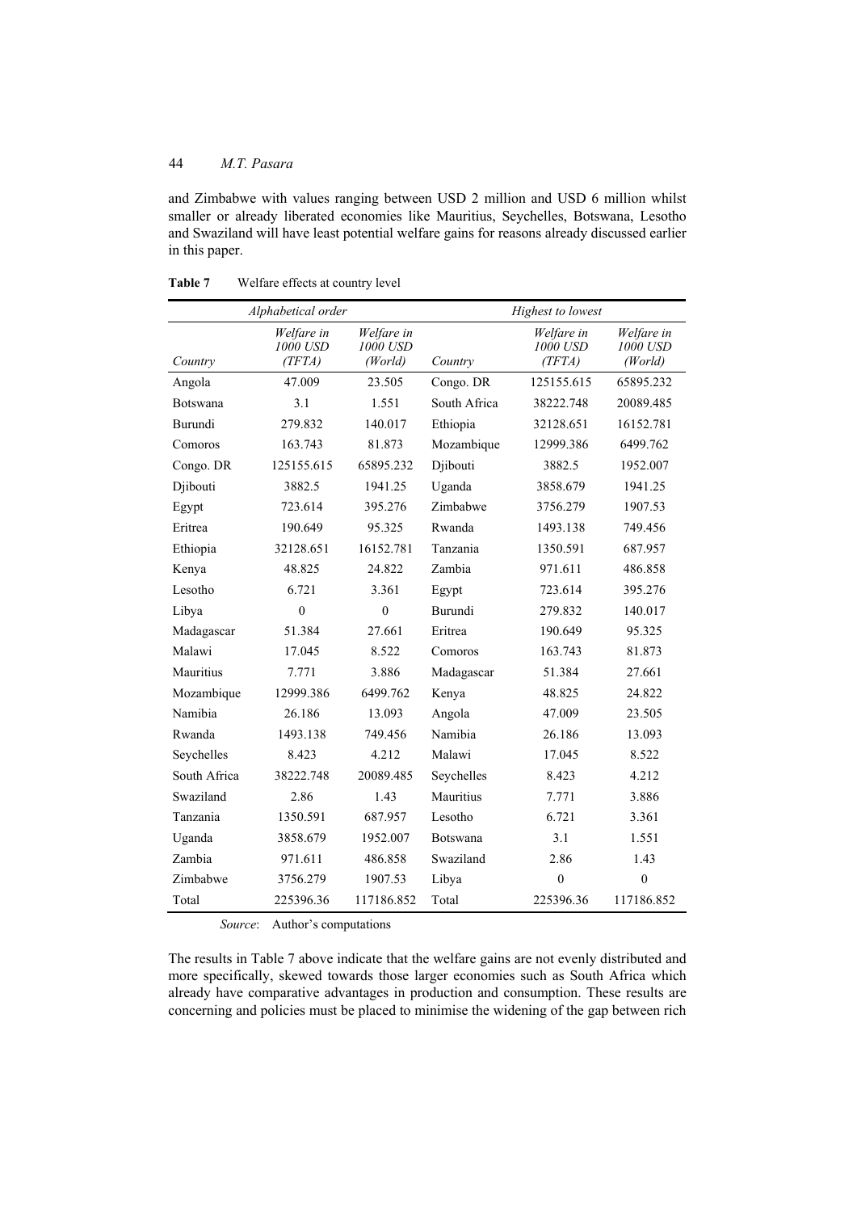and Zimbabwe with values ranging between USD 2 million and USD 6 million whilst smaller or already liberated economies like Mauritius, Seychelles, Botswana, Lesotho and Swaziland will have least potential welfare gains for reasons already discussed earlier in this paper.

**Table 7** Welfare effects at country level

| *Alphabetical order* | | | *Highest to lowest* | | |
|---|---|---|---|---|---|
| *Country* | *Welfare in 1000 USD (TFTA)* | *Welfare in 1000 USD (World)* | *Country* | *Welfare in 1000 USD (TFTA)* | *Welfare in 1000 USD (World)* |
| Angola | 47.009 | 23.505 | Congo. DR | 125155.615 | 65895.232 |
| Botswana | 3.1 | 1.551 | South Africa | 38222.748 | 20089.485 |
| Burundi | 279.832 | 140.017 | Ethiopia | 32128.651 | 16152.781 |
| Comoros | 163.743 | 81.873 | Mozambique | 12999.386 | 6499.762 |
| Congo. DR | 125155.615 | 65895.232 | Djibouti | 3882.5 | 1952.007 |
| Djibouti | 3882.5 | 1941.25 | Uganda | 3858.679 | 1941.25 |
| Egypt | 723.614 | 395.276 | Zimbabwe | 3756.279 | 1907.53 |
| Eritrea | 190.649 | 95.325 | Rwanda | 1493.138 | 749.456 |
| Ethiopia | 32128.651 | 16152.781 | Tanzania | 1350.591 | 687.957 |
| Kenya | 48.825 | 24.822 | Zambia | 971.611 | 486.858 |
| Lesotho | 6.721 | 3.361 | Egypt | 723.614 | 395.276 |
| Libya | 0 | 0 | Burundi | 279.832 | 140.017 |
| Madagascar | 51.384 | 27.661 | Eritrea | 190.649 | 95.325 |
| Malawi | 17.045 | 8.522 | Comoros | 163.743 | 81.873 |
| Mauritius | 7.771 | 3.886 | Madagascar | 51.384 | 27.661 |
| Mozambique | 12999.386 | 6499.762 | Kenya | 48.825 | 24.822 |
| Namibia | 26.186 | 13.093 | Angola | 47.009 | 23.505 |
| Rwanda | 1493.138 | 749.456 | Namibia | 26.186 | 13.093 |
| Seychelles | 8.423 | 4.212 | Malawi | 17.045 | 8.522 |
| South Africa | 38222.748 | 20089.485 | Seychelles | 8.423 | 4.212 |
| Swaziland | 2.86 | 1.43 | Mauritius | 7.771 | 3.886 |
| Tanzania | 1350.591 | 687.957 | Lesotho | 6.721 | 3.361 |
| Uganda | 3858.679 | 1952.007 | Botswana | 3.1 | 1.551 |
| Zambia | 971.611 | 486.858 | Swaziland | 2.86 | 1.43 |
| Zimbabwe | 3756.279 | 1907.53 | Libya | 0 | 0 |
| Total | 225396.36 | 117186.852 | Total | 225396.36 | 117186.852 |

*Source*: Author's computations

The results in Table 7 above indicate that the welfare gains are not evenly distributed and more specifically, skewed towards those larger economies such as South Africa which already have comparative advantages in production and consumption. These results are concerning and policies must be placed to minimise the widening of the gap between rich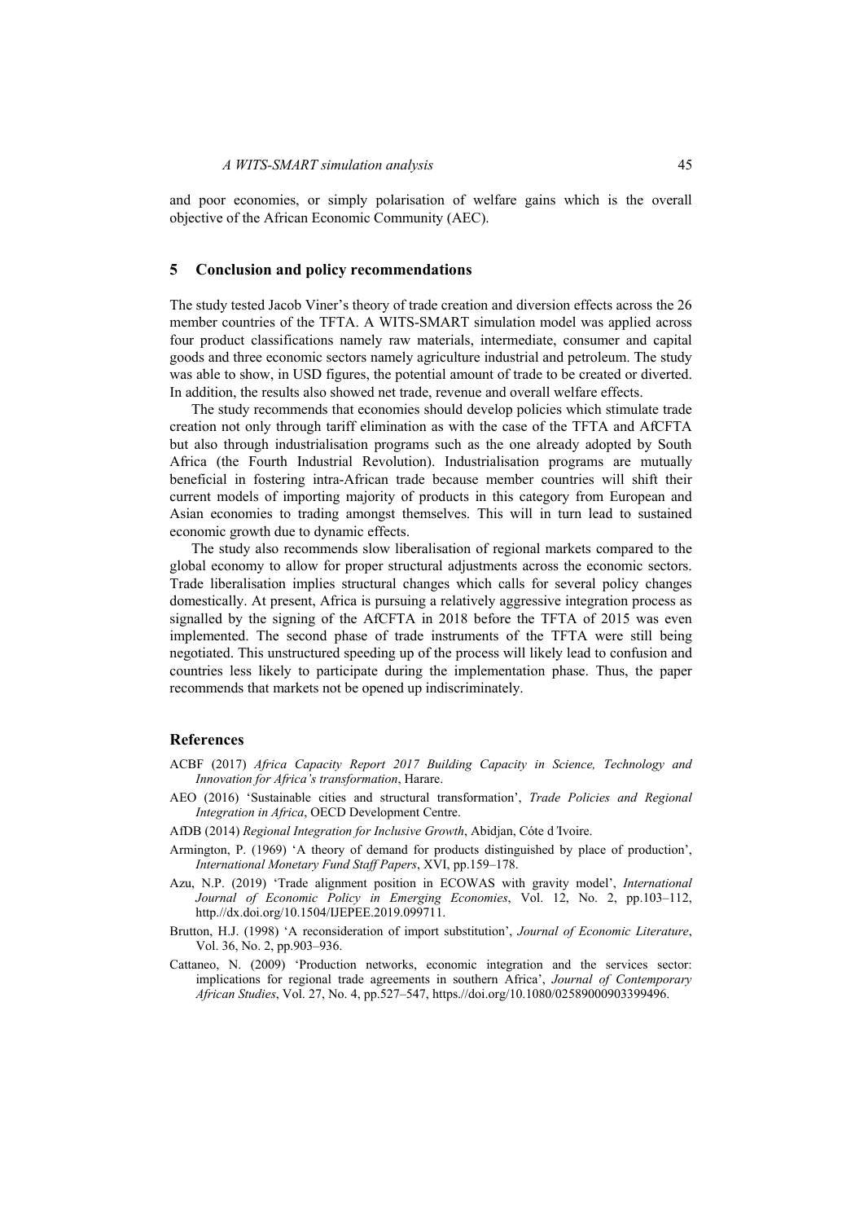and poor economies, or simply polarisation of welfare gains which is the overall objective of the African Economic Community (AEC).

## 5 Conclusion and policy recommendations

The study tested Jacob Viner's theory of trade creation and diversion effects across the 26 member countries of the TFTA. A WITS-SMART simulation model was applied across four product classifications namely raw materials, intermediate, consumer and capital goods and three economic sectors namely agriculture industrial and petroleum. The study was able to show, in USD figures, the potential amount of trade to be created or diverted. In addition, the results also showed net trade, revenue and overall welfare effects.

The study recommends that economies should develop policies which stimulate trade creation not only through tariff elimination as with the case of the TFTA and AfCFTA but also through industrialisation programs such as the one already adopted by South Africa (the Fourth Industrial Revolution). Industrialisation programs are mutually beneficial in fostering intra-African trade because member countries will shift their current models of importing majority of products in this category from European and Asian economies to trading amongst themselves. This will in turn lead to sustained economic growth due to dynamic effects.

The study also recommends slow liberalisation of regional markets compared to the global economy to allow for proper structural adjustments across the economic sectors. Trade liberalisation implies structural changes which calls for several policy changes domestically. At present, Africa is pursuing a relatively aggressive integration process as signalled by the signing of the AfCFTA in 2018 before the TFTA of 2015 was even implemented. The second phase of trade instruments of the TFTA were still being negotiated. This unstructured speeding up of the process will likely lead to confusion and countries less likely to participate during the implementation phase. Thus, the paper recommends that markets not be opened up indiscriminately.

## References

ACBF (2017) *Africa Capacity Report 2017 Building Capacity in Science, Technology and Innovation for Africa's transformation*, Harare.

AEO (2016) 'Sustainable cities and structural transformation', *Trade Policies and Regional Integration in Africa*, OECD Development Centre.

AfDB (2014) *Regional Integration for Inclusive Growth*, Abidjan, Cóte d'Ivoire.

Armington, P. (1969) 'A theory of demand for products distinguished by place of production', *International Monetary Fund Staff Papers*, XVI, pp.159–178.

Azu, N.P. (2019) 'Trade alignment position in ECOWAS with gravity model', *International Journal of Economic Policy in Emerging Economies*, Vol. 12, No. 2, pp.103–112, http://dx.doi.org/10.1504/IJEPEE.2019.099711.

Brutton, H.J. (1998) 'A reconsideration of import substitution', *Journal of Economic Literature*, Vol. 36, No. 2, pp.903–936.

Cattaneo, N. (2009) 'Production networks, economic integration and the services sector: implications for regional trade agreements in southern Africa', *Journal of Contemporary African Studies*, Vol. 27, No. 4, pp.527–547, https://doi.org/10.1080/02589000903399496.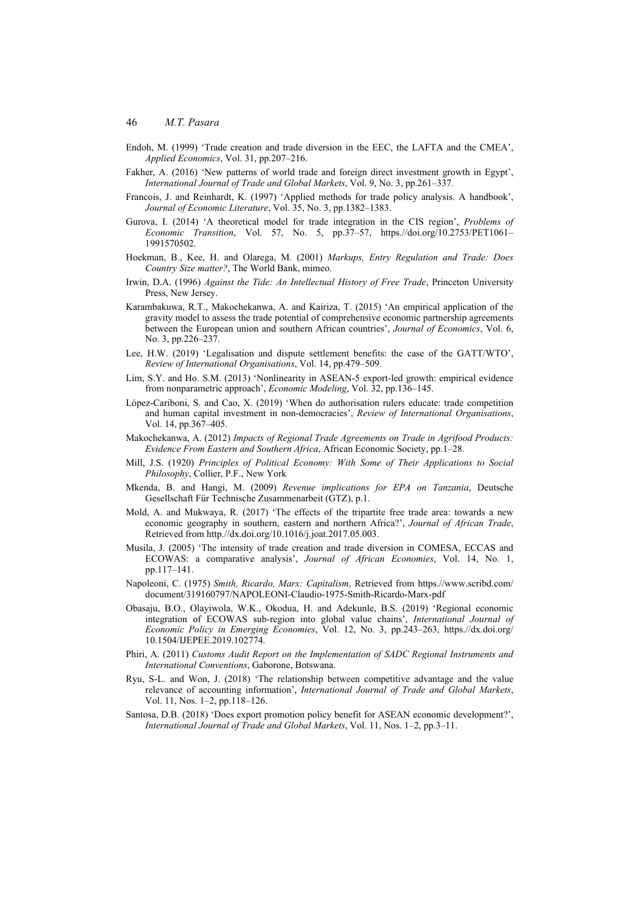Endoh, M. (1999) 'Trade creation and trade diversion in the EEC, the LAFTA and the CMEA', *Applied Economics*, Vol. 31, pp.207–216.

Fakher, A. (2016) 'New patterns of world trade and foreign direct investment growth in Egypt', *International Journal of Trade and Global Markets*, Vol. 9, No. 3, pp.261–337.

Francois, J. and Reinhardt, K. (1997) 'Applied methods for trade policy analysis. A handbook', *Journal of Economic Literature*, Vol. 35, No. 3, pp.1382–1383.

Gurova, I. (2014) 'A theoretical model for trade integration in the CIS region', *Problems of Economic Transition*, Vol. 57, No. 5, pp.37–57, https.//doi.org/10.2753/PET1061–1991570502.

Hoekman, B., Kee, H. and Olarega, M. (2001) *Markups, Entry Regulation and Trade: Does Country Size matter?*, The World Bank, mimeo.

Irwin, D.A. (1996) *Against the Tide: An Intellectual History of Free Trade*, Princeton University Press, New Jersey.

Karambakuwa, R.T., Makochekanwa, A. and Kairiza, T. (2015) 'An empirical application of the gravity model to assess the trade potential of comprehensive economic partnership agreements between the European union and southern African countries', *Journal of Economics*, Vol. 6, No. 3, pp.226–237.

Lee, H.W. (2019) 'Legalisation and dispute settlement benefits: the case of the GATT/WTO', *Review of International Organisations*, Vol. 14, pp.479–509.

Lim, S.Y. and Ho. S.M. (2013) 'Nonlinearity in ASEAN-5 export-led growth: empirical evidence from nonparametric approach', *Economic Modeling*, Vol. 32, pp.136–145.

López-Cariboni, S. and Cao, X. (2019) 'When do authorisation rulers educate: trade competition and human capital investment in non-democracies', *Review of International Organisations*, Vol. 14, pp.367–405.

Makochekanwa, A. (2012) *Impacts of Regional Trade Agreements on Trade in Agrifood Products: Evidence From Eastern and Southern Africa*, African Economic Society, pp.1–28.

Mill, J.S. (1920) *Principles of Political Economy: With Some of Their Applications to Social Philosophy*, Collier, P.F., New York

Mkenda, B. and Hangi, M. (2009) *Revenue implications for EPA on Tanzania*, Deutsche Gesellschaft Für Technische Zusammenarbeit (GTZ), p.1.

Mold, A. and Mukwaya, R. (2017) 'The effects of the tripartite free trade area: towards a new economic geography in southern, eastern and northern Africa?', *Journal of African Trade*, Retrieved from http.//dx.doi.org/10.1016/j.joat.2017.05.003.

Musila, J. (2005) 'The intensity of trade creation and trade diversion in COMESA, ECCAS and ECOWAS: a comparative analysis', *Journal of African Economies*, Vol. 14, No. 1, pp.117–141.

Napoleoni, C. (1975) *Smith, Ricardo, Marx: Capitalism*, Retrieved from https.//www.scribd.com/document/319160797/NAPOLEONI-Claudio-1975-Smith-Ricardo-Marx-pdf

Obasaju, B.O., Olayiwola, W.K., Okodua, H. and Adekunle, B.S. (2019) 'Regional economic integration of ECOWAS sub-region into global value chains', *International Journal of Economic Policy in Emerging Economies*, Vol. 12, No. 3, pp.243–263, https.//dx.doi.org/10.1504/IJEPEE.2019.102774.

Phiri, A. (2011) *Customs Audit Report on the Implementation of SADC Regional Instruments and International Conventions*, Gaborone, Botswana.

Ryu, S-L. and Won, J. (2018) 'The relationship between competitive advantage and the value relevance of accounting information', *International Journal of Trade and Global Markets*, Vol. 11, Nos. 1–2, pp.118–126.

Santosa, D.B. (2018) 'Does export promotion policy benefit for ASEAN economic development?', *International Journal of Trade and Global Markets*, Vol. 11, Nos. 1–2, pp.3–11.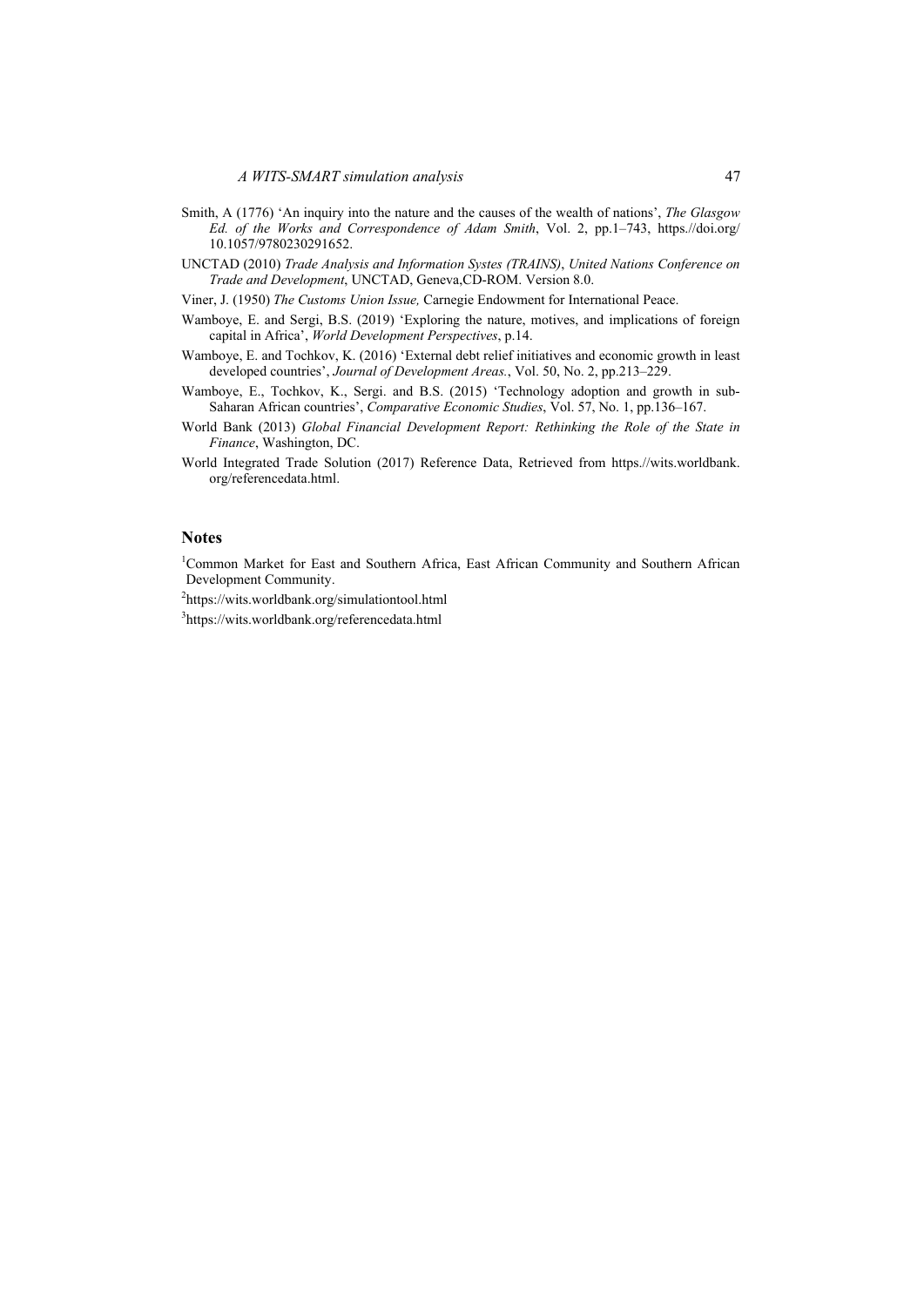Smith, A (1776) 'An inquiry into the nature and the causes of the wealth of nations', *The Glasgow Ed. of the Works and Correspondence of Adam Smith*, Vol. 2, pp.1–743, https.//doi.org/10.1057/9780230291652.

UNCTAD (2010) *Trade Analysis and Information Systes (TRAINS)*, *United Nations Conference on Trade and Development*, UNCTAD, Geneva,CD-ROM. Version 8.0.

Viner, J. (1950) *The Customs Union Issue,* Carnegie Endowment for International Peace.

Wamboye, E. and Sergi, B.S. (2019) 'Exploring the nature, motives, and implications of foreign capital in Africa', *World Development Perspectives*, p.14.

Wamboye, E. and Tochkov, K. (2016) 'External debt relief initiatives and economic growth in least developed countries', *Journal of Development Areas.*, Vol. 50, No. 2, pp.213–229.

Wamboye, E., Tochkov, K., Sergi. and B.S. (2015) 'Technology adoption and growth in sub-Saharan African countries', *Comparative Economic Studies*, Vol. 57, No. 1, pp.136–167.

World Bank (2013) *Global Financial Development Report: Rethinking the Role of the State in Finance*, Washington, DC.

World Integrated Trade Solution (2017) Reference Data, Retrieved from https.//wits.worldbank.org/referencedata.html.

## Notes

[1]Common Market for East and Southern Africa, East African Community and Southern African Development Community.

[2]https://wits.worldbank.org/simulationtool.html

[3]https://wits.worldbank.org/referencedata.html